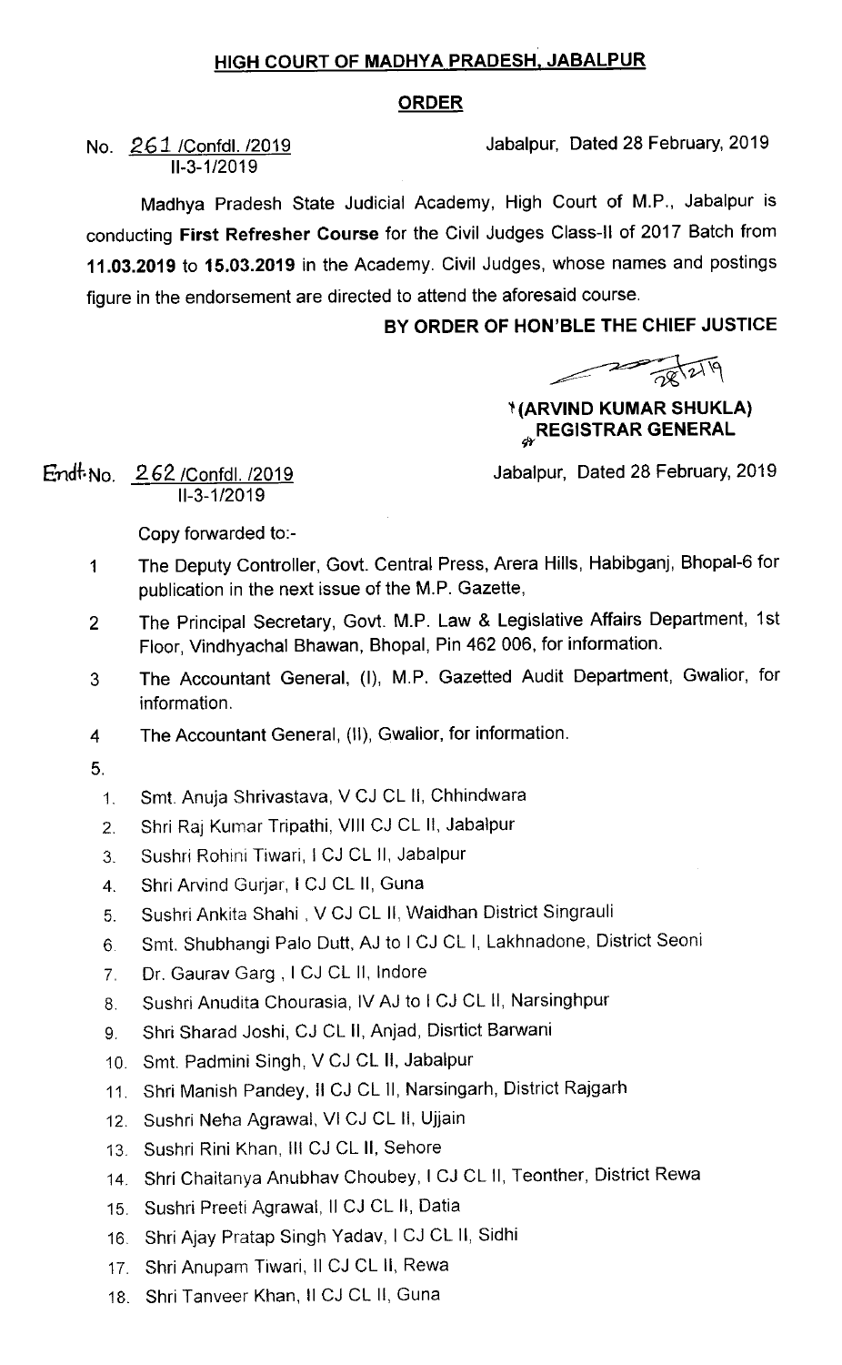## HIGH COURT OF MADHYA PRADESH, JABALPUR

## ORDER

No. 261 /Confdl. /2019
II-3-1/2019

Jabalpur, Dated 28 February, 2019

Madhya Pradesh State Judicial Academy, High Court of M.P., Jabalpur is conducting **First Refresher Course** for the Civil Judges Class-II of 2017 Batch from **11.03.2019** to **15.03.2019** in the Academy. Civil Judges, whose names and postings figure in the endorsement are directed to attend the aforesaid course.

**BY ORDER OF HON'BLE THE CHIEF JUSTICE**

28/2/19

**(ARVIND KUMAR SHUKLA)**
**REGISTRAR GENERAL**

Endt. No. 262 /Confdl. /2019
II-3-1/2019

Jabalpur, Dated 28 February, 2019

Copy forwarded to:-

1. The Deputy Controller, Govt. Central Press, Arera Hills, Habibganj, Bhopal-6 for publication in the next issue of the M.P. Gazette,
2. The Principal Secretary, Govt. M.P. Law & Legislative Affairs Department, 1st Floor, Vindhyachal Bhawan, Bhopal, Pin 462 006, for information.
3. The Accountant General, (I), M.P. Gazetted Audit Department, Gwalior, for information.
4. The Accountant General, (II), Gwalior, for information.
5.
   1. Smt. Anuja Shrivastava, V CJ CL II, Chhindwara
   2. Shri Raj Kumar Tripathi, VIII CJ CL II, Jabalpur
   3. Sushri Rohini Tiwari, I CJ CL II, Jabalpur
   4. Shri Arvind Gurjar, I CJ CL II, Guna
   5. Sushri Ankita Shahi , V CJ CL II, Waidhan District Singrauli
   6. Smt. Shubhangi Palo Dutt, AJ to I CJ CL I, Lakhnadone, District Seoni
   7. Dr. Gaurav Garg , I CJ CL II, Indore
   8. Sushri Anudita Chourasia, IV AJ to I CJ CL II, Narsinghpur
   9. Shri Sharad Joshi, CJ CL II, Anjad, Disrtict Barwani
   10. Smt. Padmini Singh, V CJ CL II, Jabalpur
   11. Shri Manish Pandey, II CJ CL II, Narsingarh, District Rajgarh
   12. Sushri Neha Agrawal, VI CJ CL II, Ujjain
   13. Sushri Rini Khan, III CJ CL II, Sehore
   14. Shri Chaitanya Anubhav Choubey, I CJ CL II, Teonther, District Rewa
   15. Sushri Preeti Agrawal, II CJ CL II, Datia
   16. Shri Ajay Pratap Singh Yadav, I CJ CL II, Sidhi
   17. Shri Anupam Tiwari, II CJ CL II, Rewa
   18. Shri Tanveer Khan, II CJ CL II, Guna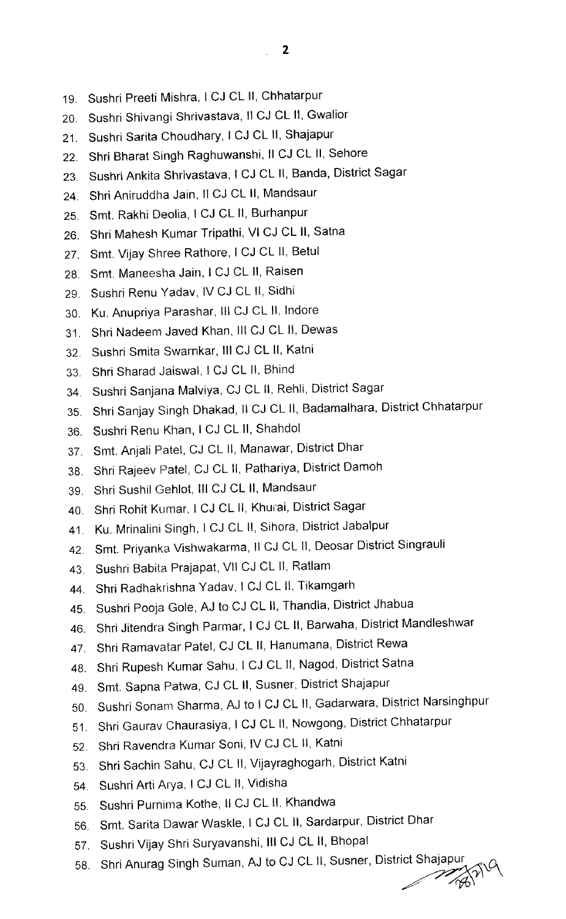19. Sushri Preeti Mishra, I CJ CL II, Chhatarpur
20. Sushri Shivangi Shrivastava, II CJ CL II, Gwalior
21. Sushri Sarita Choudhary, I CJ CL II, Shajapur
22. Shri Bharat Singh Raghuwanshi, II CJ CL II, Sehore
23. Sushri Ankita Shrivastava, I CJ CL II, Banda, District Sagar
24. Shri Aniruddha Jain, II CJ CL II, Mandsaur
25. Smt. Rakhi Deolia, I CJ CL II, Burhanpur
26. Shri Mahesh Kumar Tripathi, VI CJ CL II, Satna
27. Smt. Vijay Shree Rathore, I CJ CL II, Betul
28. Smt. Maneesha Jain, I CJ CL II, Raisen
29. Sushri Renu Yadav, IV CJ CL II, Sidhi
30. Ku. Anupriya Parashar, III CJ CL II, Indore
31. Shri Nadeem Javed Khan, III CJ CL II, Dewas
32. Sushri Smita Swarnkar, III CJ CL II, Katni
33. Shri Sharad Jaiswal, I CJ CL II, Bhind
34. Sushri Sanjana Malviya, CJ CL II, Rehli, District Sagar
35. Shri Sanjay Singh Dhakad, II CJ CL II, Badamalhara, District Chhatarpur
36. Sushri Renu Khan, I CJ CL II, Shahdol
37. Smt. Anjali Patel, CJ CL II, Manawar, District Dhar
38. Shri Rajeev Patel, CJ CL II, Pathariya, District Damoh
39. Shri Sushil Gehlot, III CJ CL II, Mandsaur
40. Shri Rohit Kumar, I CJ CL II, Khurai, District Sagar
41. Ku. Mrinalini Singh, I CJ CL II, Sihora, District Jabalpur
42. Smt. Priyanka Vishwakarma, II CJ CL II, Deosar District Singrauli
43. Sushri Babita Prajapat, VII CJ CL II, Ratlam
44. Shri Radhakrishna Yadav, I CJ CL II, Tikamgarh
45. Sushri Pooja Gole, AJ to CJ CL II, Thandla, District Jhabua
46. Shri Jitendra Singh Parmar, I CJ CL II, Barwaha, District Mandleshwar
47. Shri Ramavatar Patel, CJ CL II, Hanumana, District Rewa
48. Shri Rupesh Kumar Sahu, I CJ CL II, Nagod, District Satna
49. Smt. Sapna Patwa, CJ CL II, Susner, District Shajapur
50. Sushri Sonam Sharma, AJ to I CJ CL II, Gadarwara, District Narsinghpur
51. Shri Gaurav Chaurasiya, I CJ CL II, Nowgong, District Chhatarpur
52. Shri Ravendra Kumar Soni, IV CJ CL II, Katni
53. Shri Sachin Sahu, CJ CL II, Vijayraghogarh, District Katni
54. Sushri Arti Arya, I CJ CL II, Vidisha
55. Sushri Purnima Kothe, II CJ CL II, Khandwa
56. Smt. Sarita Dawar Waskle, I CJ CL II, Sardarpur, District Dhar
57. Sushri Vijay Shri Suryavanshi, III CJ CL II, Bhopal
58. Shri Anurag Singh Suman, AJ to CJ CL II, Susner, District Shajapur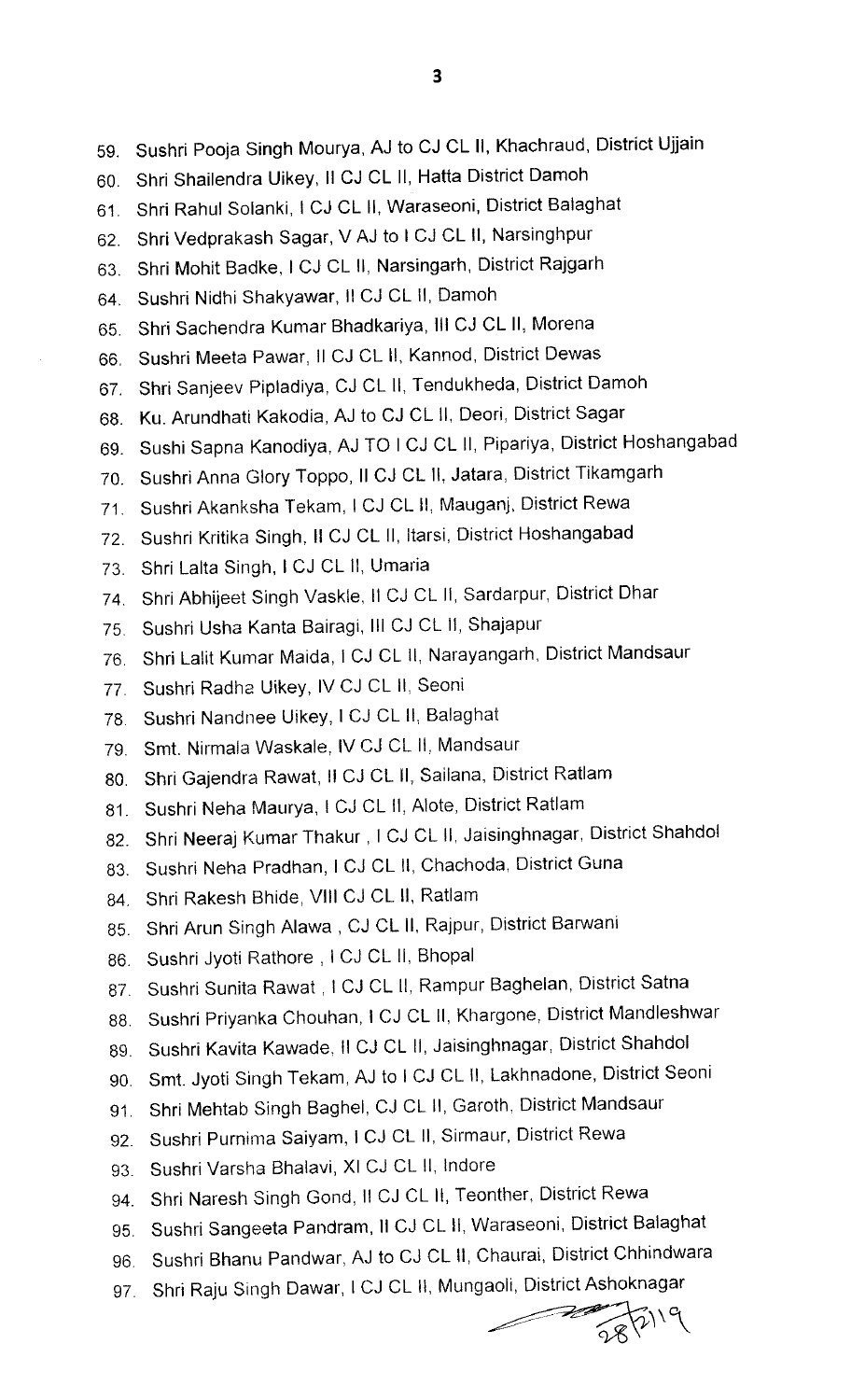59. Sushri Pooja Singh Mourya, AJ to CJ CL II, Khachraud, District Ujjain
60. Shri Shailendra Uikey, II CJ CL II, Hatta District Damoh
61. Shri Rahul Solanki, I CJ CL II, Waraseoni, District Balaghat
62. Shri Vedprakash Sagar, V AJ to I CJ CL II, Narsinghpur
63. Shri Mohit Badke, I CJ CL II, Narsingarh, District Rajgarh
64. Sushri Nidhi Shakyawar, II CJ CL II, Damoh
65. Shri Sachendra Kumar Bhadkariya, III CJ CL II, Morena
66. Sushri Meeta Pawar, II CJ CL II, Kannod, District Dewas
67. Shri Sanjeev Pipladiya, CJ CL II, Tendukheda, District Damoh
68. Ku. Arundhati Kakodia, AJ to CJ CL II, Deori, District Sagar
69. Sushi Sapna Kanodiya, AJ TO I CJ CL II, Pipariya, District Hoshangabad
70. Sushri Anna Glory Toppo, II CJ CL II, Jatara, District Tikamgarh
71. Sushri Akanksha Tekam, I CJ CL II, Mauganj, District Rewa
72. Sushri Kritika Singh, II CJ CL II, Itarsi, District Hoshangabad
73. Shri Lalta Singh, I CJ CL II, Umaria
74. Shri Abhijeet Singh Vaskle, II CJ CL II, Sardarpur, District Dhar
75. Sushri Usha Kanta Bairagi, III CJ CL II, Shajapur
76. Shri Lalit Kumar Maida, I CJ CL II, Narayangarh, District Mandsaur
77. Sushri Radha Uikey, IV CJ CL II, Seoni
78. Sushri Nandnee Uikey, I CJ CL II, Balaghat
79. Smt. Nirmala Waskale, IV CJ CL II, Mandsaur
80. Shri Gajendra Rawat, II CJ CL II, Sailana, District Ratlam
81. Sushri Neha Maurya, I CJ CL II, Alote, District Ratlam
82. Shri Neeraj Kumar Thakur , I CJ CL II, Jaisinghnagar, District Shahdol
83. Sushri Neha Pradhan, I CJ CL II, Chachoda, District Guna
84. Shri Rakesh Bhide, VIII CJ CL II, Ratlam
85. Shri Arun Singh Alawa , CJ CL II, Rajpur, District Barwani
86. Sushri Jyoti Rathore , I CJ CL II, Bhopal
87. Sushri Sunita Rawat , I CJ CL II, Rampur Baghelan, District Satna
88. Sushri Priyanka Chouhan, I CJ CL II, Khargone, District Mandleshwar
89. Sushri Kavita Kawade, II CJ CL II, Jaisinghnagar, District Shahdol
90. Smt. Jyoti Singh Tekam, AJ to I CJ CL II, Lakhnadone, District Seoni
91. Shri Mehtab Singh Baghel, CJ CL II, Garoth, District Mandsaur
92. Sushri Purnima Saiyam, I CJ CL II, Sirmaur, District Rewa
93. Sushri Varsha Bhalavi, XI CJ CL II, Indore
94. Shri Naresh Singh Gond, II CJ CL II, Teonther, District Rewa
95. Sushri Sangeeta Pandram, II CJ CL II, Waraseoni, District Balaghat
96. Sushri Bhanu Pandwar, AJ to CJ CL II, Chaurai, District Chhindwara
97. Shri Raju Singh Dawar, I CJ CL II, Mungaoli, District Ashoknagar

28/2/19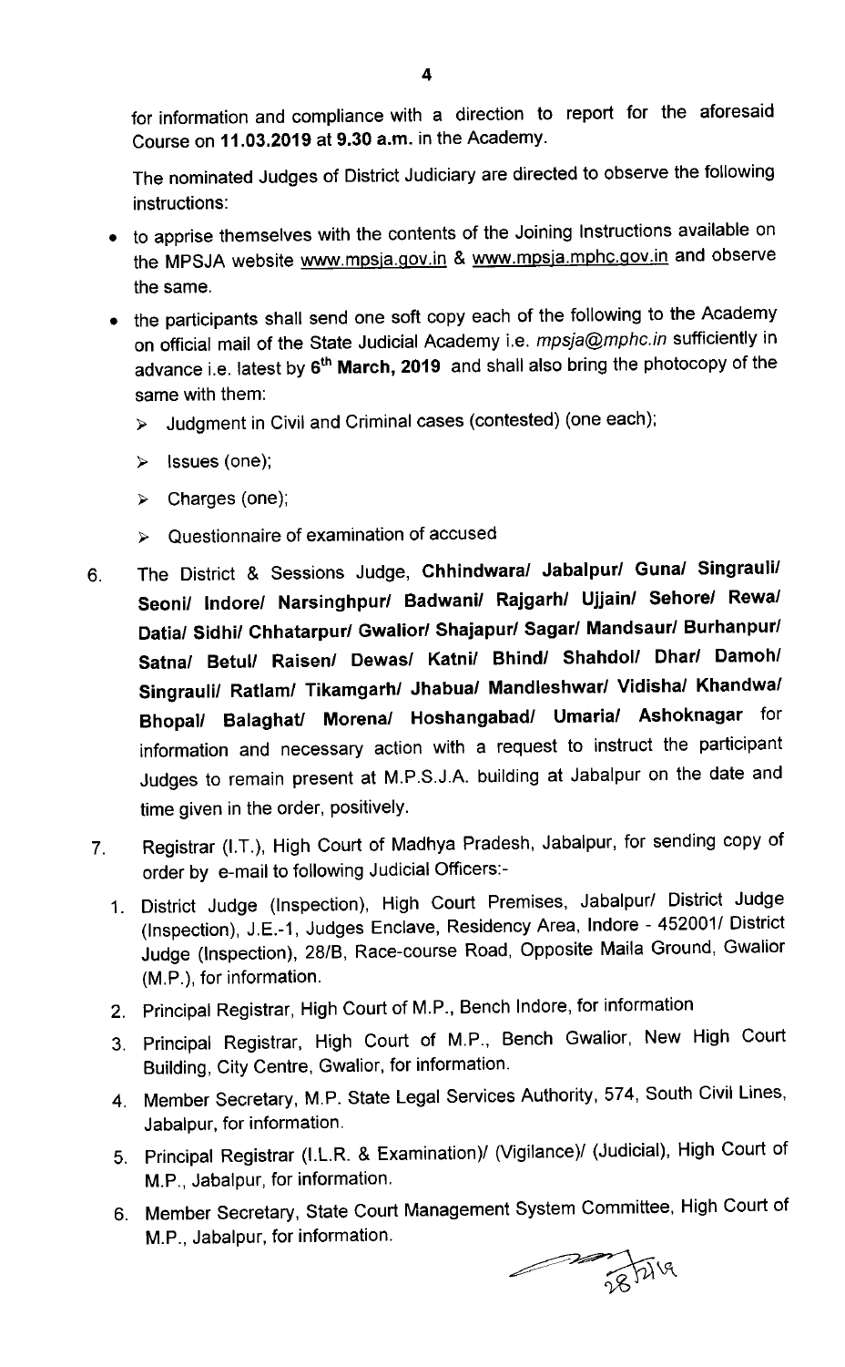for information and compliance with a direction to report for the aforesaid Course on **11.03.2019 at 9.30 a.m.** in the Academy.

The nominated Judges of District Judiciary are directed to observe the following instructions:

- to apprise themselves with the contents of the Joining Instructions available on the MPSJA website www.mpsja.gov.in & www.mpsja.mphc.gov.in and observe the same.
- the participants shall send one soft copy each of the following to the Academy on official mail of the State Judicial Academy i.e. *mpsja@mphc.in* sufficiently in advance i.e. latest by **6th March, 2019** and shall also bring the photocopy of the same with them:
  - ➢ Judgment in Civil and Criminal cases (contested) (one each);
  - ➢ Issues (one);
  - ➢ Charges (one);
  - ➢ Questionnaire of examination of accused

6. The District & Sessions Judge, **Chhindwara/ Jabalpur/ Guna/ Singrauli/ Seoni/ Indore/ Narsinghpur/ Badwani/ Rajgarh/ Ujjain/ Sehore/ Rewa/ Datia/ Sidhi/ Chhatarpur/ Gwalior/ Shajapur/ Sagar/ Mandsaur/ Burhanpur/ Satna/ Betul/ Raisen/ Dewas/ Katni/ Bhind/ Shahdol/ Dhar/ Damoh/ Singrauli/ Ratlam/ Tikamgarh/ Jhabua/ Mandleshwar/ Vidisha/ Khandwa/ Bhopal/ Balaghat/ Morena/ Hoshangabad/ Umaria/ Ashoknagar** for information and necessary action with a request to instruct the participant Judges to remain present at M.P.S.J.A. building at Jabalpur on the date and time given in the order, positively.

7. Registrar (I.T.), High Court of Madhya Pradesh, Jabalpur, for sending copy of order by e-mail to following Judicial Officers:-
   1. District Judge (Inspection), High Court Premises, Jabalpur/ District Judge (Inspection), J.E.-1, Judges Enclave, Residency Area, Indore - 452001/ District Judge (Inspection), 28/B, Race-course Road, Opposite Maila Ground, Gwalior (M.P.), for information.
   2. Principal Registrar, High Court of M.P., Bench Indore, for information
   3. Principal Registrar, High Court of M.P., Bench Gwalior, New High Court Building, City Centre, Gwalior, for information.
   4. Member Secretary, M.P. State Legal Services Authority, 574, South Civil Lines, Jabalpur, for information.
   5. Principal Registrar (I.L.R. & Examination)/ (Vigilance)/ (Judicial), High Court of M.P., Jabalpur, for information.
   6. Member Secretary, State Court Management System Committee, High Court of M.P., Jabalpur, for information.

28/2/19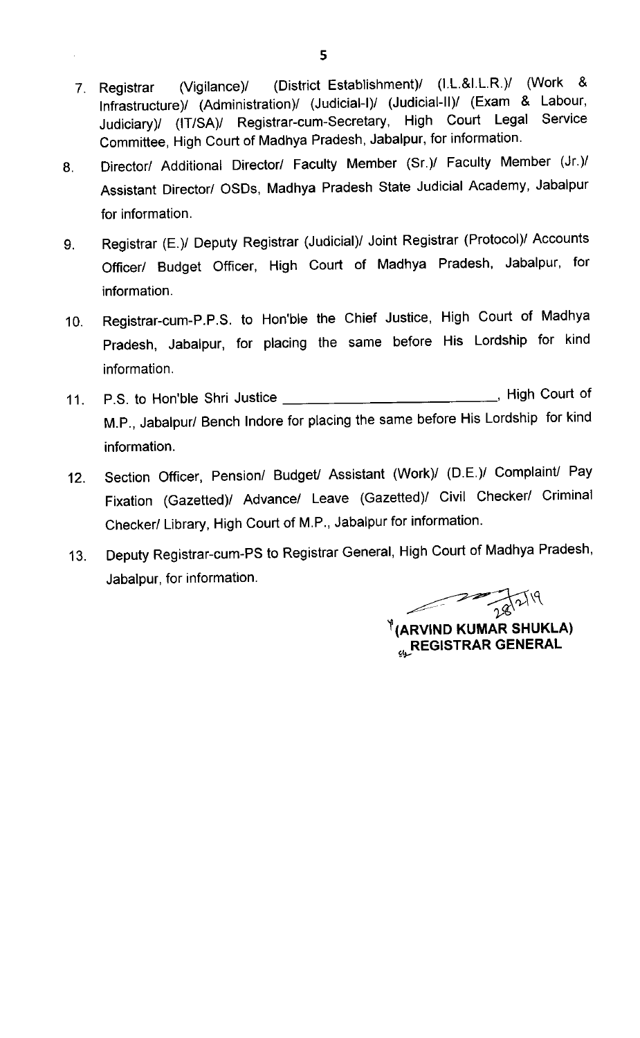7. Registrar (Vigilance)/ (District Establishment)/ (I.L.&I.L.R.)/ (Work & Infrastructure)/ (Administration)/ (Judicial-I)/ (Judicial-II)/ (Exam & Labour, Judiciary)/ (IT/SA)/ Registrar-cum-Secretary, High Court Legal Service Committee, High Court of Madhya Pradesh, Jabalpur, for information.

8. Director/ Additional Director/ Faculty Member (Sr.)/ Faculty Member (Jr.)/ Assistant Director/ OSDs, Madhya Pradesh State Judicial Academy, Jabalpur for information.

9. Registrar (E.)/ Deputy Registrar (Judicial)/ Joint Registrar (Protocol)/ Accounts Officer/ Budget Officer, High Court of Madhya Pradesh, Jabalpur, for information.

10. Registrar-cum-P.P.S. to Hon'ble the Chief Justice, High Court of Madhya Pradesh, Jabalpur, for placing the same before His Lordship for kind information.

11. P.S. to Hon'ble Shri Justice \_\_\_\_\_\_\_\_\_\_\_\_\_\_\_\_\_\_\_\_\_\_\_\_\_\_\_\_, High Court of M.P., Jabalpur/ Bench Indore for placing the same before His Lordship for kind information.

12. Section Officer, Pension/ Budget/ Assistant (Work)/ (D.E.)/ Complaint/ Pay Fixation (Gazetted)/ Advance/ Leave (Gazetted)/ Civil Checker/ Criminal Checker/ Library, High Court of M.P., Jabalpur for information.

13. Deputy Registrar-cum-PS to Registrar General, High Court of Madhya Pradesh, Jabalpur, for information.

28/2/19

**(ARVIND KUMAR SHUKLA)**
**REGISTRAR GENERAL**